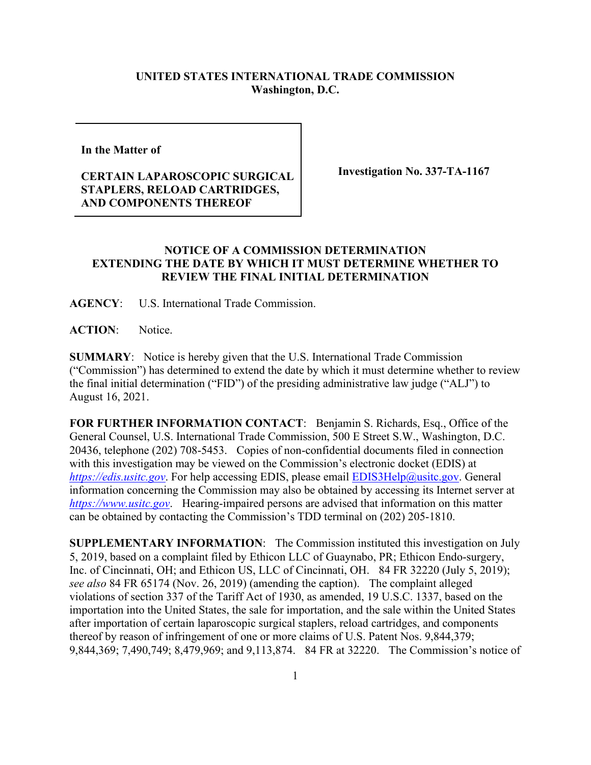**UNITED STATES INTERNATIONAL TRADE COMMISSION**
**Washington, D.C.**

| In the Matter of<br><br>**CERTAIN LAPAROSCOPIC SURGICAL STAPLERS, RELOAD CARTRIDGES, AND COMPONENTS THEREOF** | **Investigation No. 337-TA-1167** |
|---|---|

## NOTICE OF A COMMISSION DETERMINATION EXTENDING THE DATE BY WHICH IT MUST DETERMINE WHETHER TO REVIEW THE FINAL INITIAL DETERMINATION

**AGENCY**: U.S. International Trade Commission.

**ACTION**: Notice.

**SUMMARY**: Notice is hereby given that the U.S. International Trade Commission ("Commission") has determined to extend the date by which it must determine whether to review the final initial determination ("FID") of the presiding administrative law judge ("ALJ") to August 16, 2021.

**FOR FURTHER INFORMATION CONTACT**: Benjamin S. Richards, Esq., Office of the General Counsel, U.S. International Trade Commission, 500 E Street S.W., Washington, D.C. 20436, telephone (202) 708-5453. Copies of non-confidential documents filed in connection with this investigation may be viewed on the Commission's electronic docket (EDIS) at *https://edis.usitc.gov*. For help accessing EDIS, please email EDIS3Help@usitc.gov. General information concerning the Commission may also be obtained by accessing its Internet server at *https://www.usitc.gov*. Hearing-impaired persons are advised that information on this matter can be obtained by contacting the Commission's TDD terminal on (202) 205-1810.

**SUPPLEMENTARY INFORMATION**: The Commission instituted this investigation on July 5, 2019, based on a complaint filed by Ethicon LLC of Guaynabo, PR; Ethicon Endo-surgery, Inc. of Cincinnati, OH; and Ethicon US, LLC of Cincinnati, OH. 84 FR 32220 (July 5, 2019); *see also* 84 FR 65174 (Nov. 26, 2019) (amending the caption). The complaint alleged violations of section 337 of the Tariff Act of 1930, as amended, 19 U.S.C. 1337, based on the importation into the United States, the sale for importation, and the sale within the United States after importation of certain laparoscopic surgical staplers, reload cartridges, and components thereof by reason of infringement of one or more claims of U.S. Patent Nos. 9,844,379; 9,844,369; 7,490,749; 8,479,969; and 9,113,874. 84 FR at 32220. The Commission's notice of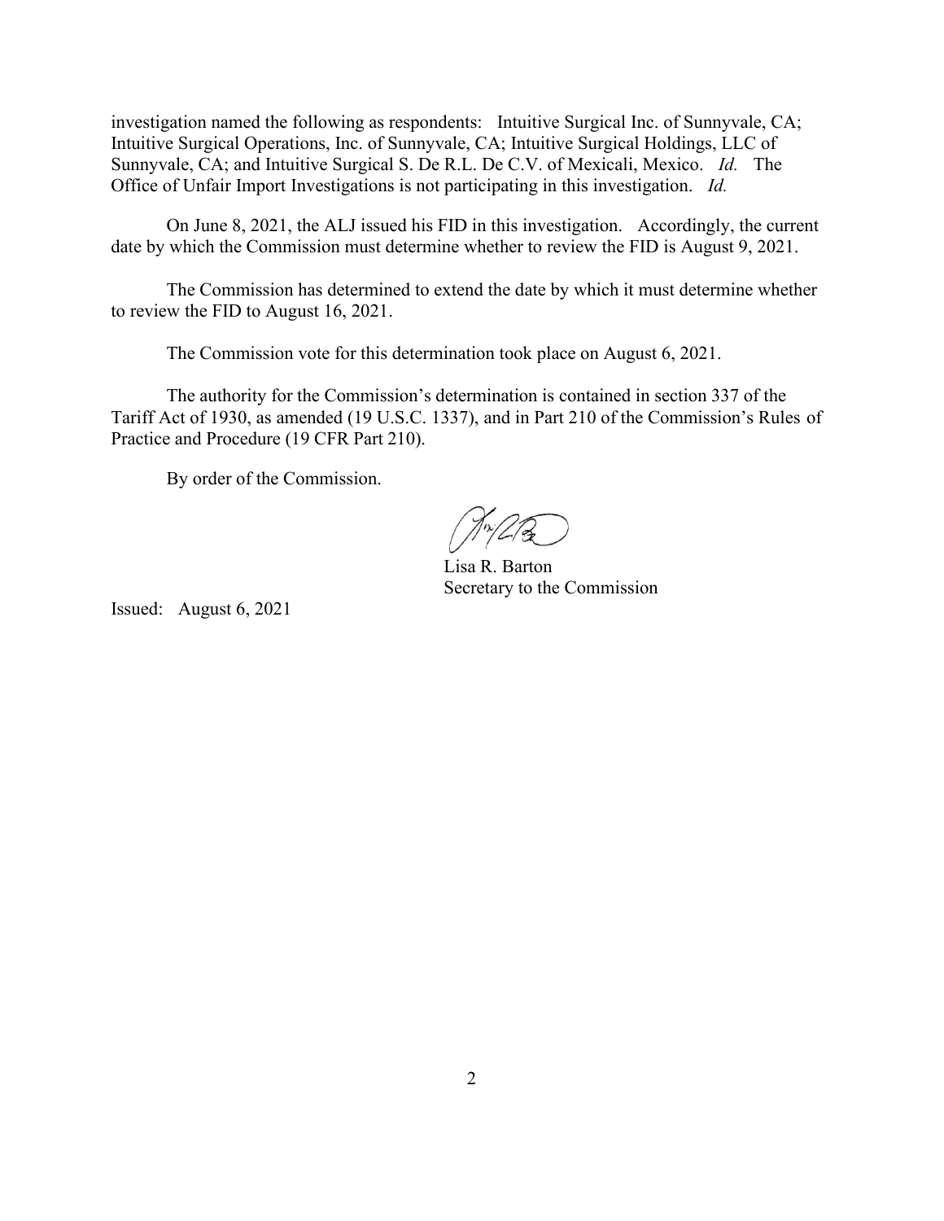investigation named the following as respondents: Intuitive Surgical Inc. of Sunnyvale, CA; Intuitive Surgical Operations, Inc. of Sunnyvale, CA; Intuitive Surgical Holdings, LLC of Sunnyvale, CA; and Intuitive Surgical S. De R.L. De C.V. of Mexicali, Mexico. *Id.* The Office of Unfair Import Investigations is not participating in this investigation. *Id.*

On June 8, 2021, the ALJ issued his FID in this investigation. Accordingly, the current date by which the Commission must determine whether to review the FID is August 9, 2021.

The Commission has determined to extend the date by which it must determine whether to review the FID to August 16, 2021.

The Commission vote for this determination took place on August 6, 2021.

The authority for the Commission's determination is contained in section 337 of the Tariff Act of 1930, as amended (19 U.S.C. 1337), and in Part 210 of the Commission's Rules of Practice and Procedure (19 CFR Part 210).

By order of the Commission.

Lisa R. Barton
Secretary to the Commission

Issued: August 6, 2021